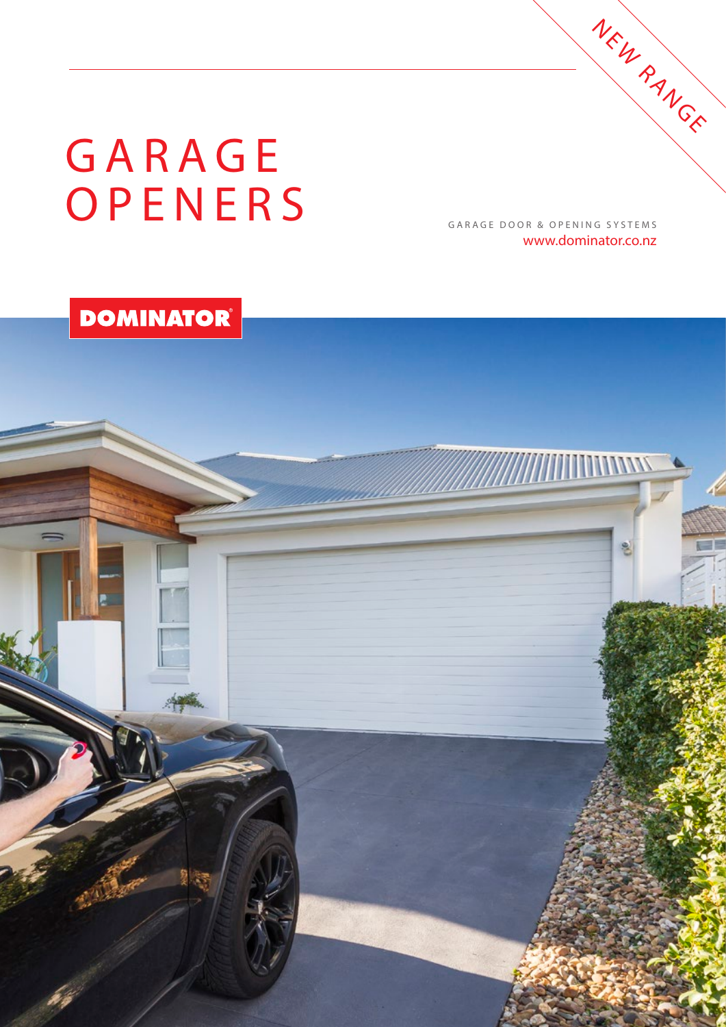NEW RANGE

# GARAGE OPENERS

GARAGE DOOR & OPENING SYSTEMS

www.dominator.co.nz

DOMINATOR®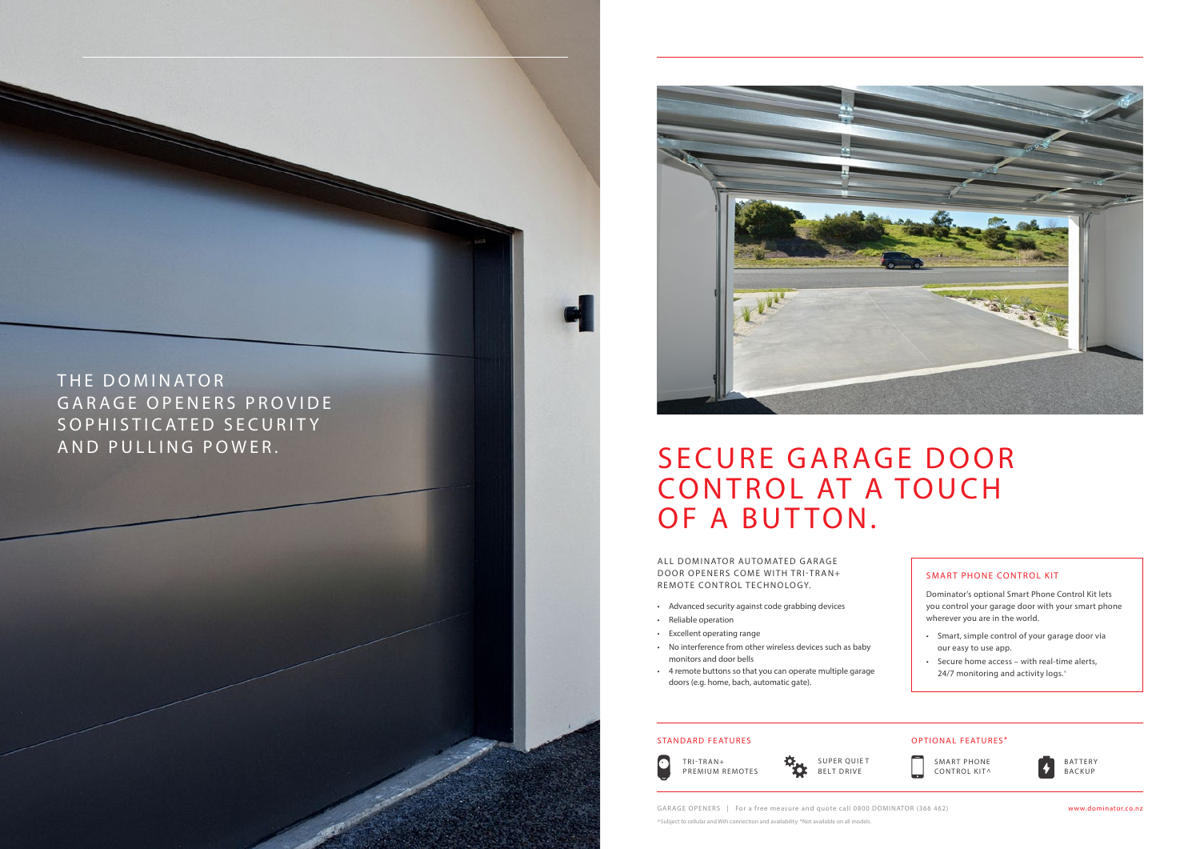THE DOMINATOR GARAGE OPENERS PROVIDE SOPHISTICATED SECURITY AND PULLING POWER.

# SECURE GARAGE DOOR CONTROL AT A TOUCH OF A BUTTON.

ALL DOMINATOR AUTOMATED GARAGE DOOR OPENERS COME WITH TRI-TRAN+ REMOTE CONTROL TECHNOLOGY.

- Advanced security against code grabbing devices
- Reliable operation
- Excellent operating range
- No interference from other wireless devices such as baby monitors and door bells
- 4 remote buttons so that you can operate multiple garage doors (e.g. home, bach, automatic gate).

## SMART PHONE CONTROL KIT

Dominator's optional Smart Phone Control Kit lets you control your garage door with your smart phone wherever you are in the world.

- Smart, simple control of your garage door via our easy to use app.
- Secure home access – with real-time alerts, 24/7 monitoring and activity logs.^

## STANDARD FEATURES

- TRI-TRAN+ PREMIUM REMOTES
- SUPER QUIET BELT DRIVE

## OPTIONAL FEATURES*

- SMART PHONE CONTROL KIT^
- BATTERY BACKUP

GARAGE OPENERS | For a free measure and quote call 0800 DOMINATOR (366 462) www.dominator.co.nz

^Subject to cellular and WiFi connection and availability. *Not available on all models.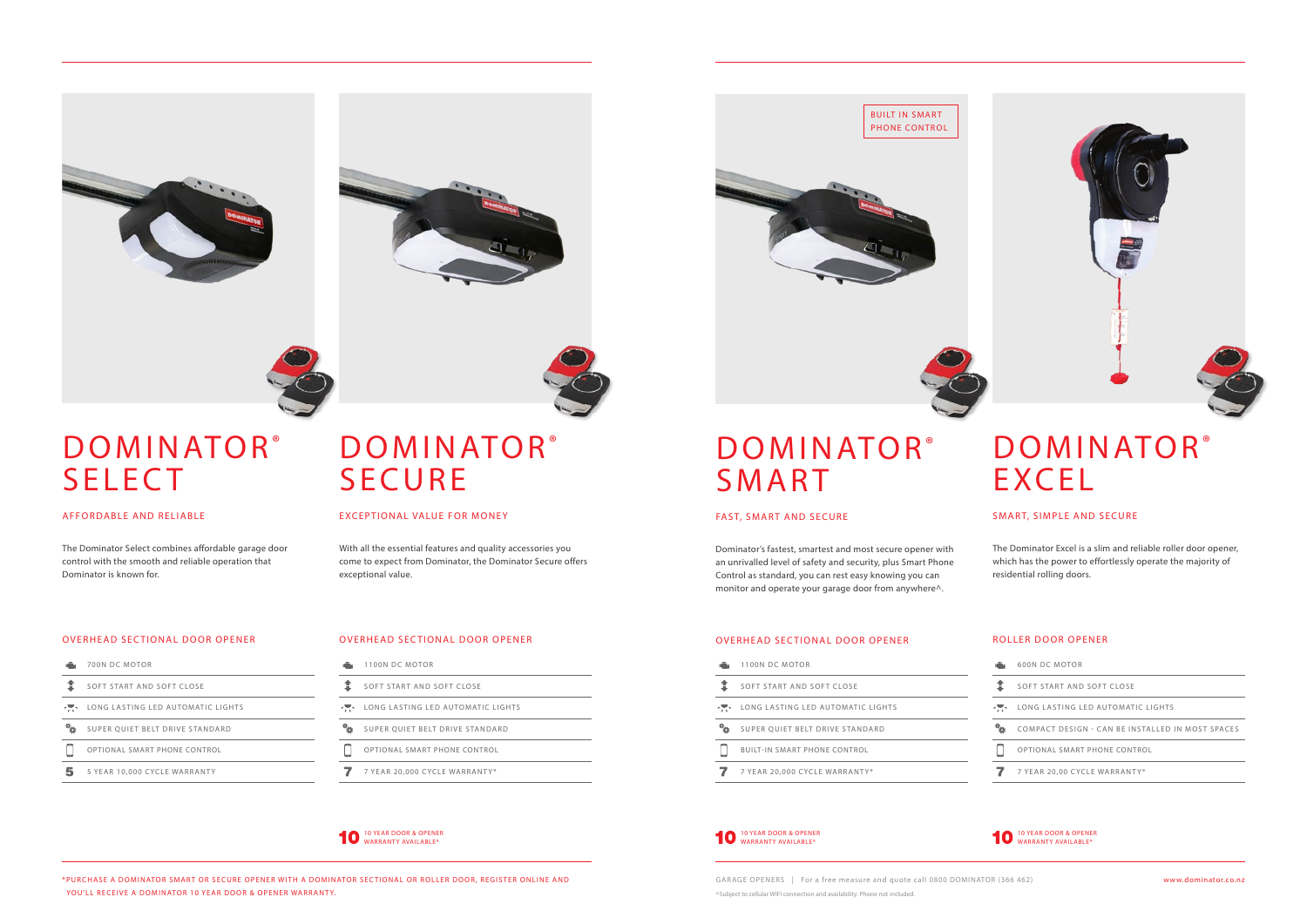# DOMINATOR® SELECT

## AFFORDABLE AND RELIABLE

The Dominator Select combines affordable garage door control with the smooth and reliable operation that Dominator is known for.

### OVERHEAD SECTIONAL DOOR OPENER

- 700N DC MOTOR
- SOFT START AND SOFT CLOSE
- LONG LASTING LED AUTOMATIC LIGHTS
- SUPER QUIET BELT DRIVE STANDARD
- OPTIONAL SMART PHONE CONTROL
- 5 YEAR 10,000 CYCLE WARRANTY

# DOMINATOR® SECURE

## EXCEPTIONAL VALUE FOR MONEY

With all the essential features and quality accessories you come to expect from Dominator, the Dominator Secure offers exceptional value.

### OVERHEAD SECTIONAL DOOR OPENER

- 1100N DC MOTOR
- SOFT START AND SOFT CLOSE
- LONG LASTING LED AUTOMATIC LIGHTS
- SUPER QUIET BELT DRIVE STANDARD
- OPTIONAL SMART PHONE CONTROL
- 7 YEAR 20,000 CYCLE WARRANTY*

10 YEAR DOOR & OPENER WARRANTY AVAILABLE*

BUILT IN SMART PHONE CONTROL

# DOMINATOR® SMART

## FAST, SMART AND SECURE

Dominator's fastest, smartest and most secure opener with an unrivalled level of safety and security, plus Smart Phone Control as standard, you can rest easy knowing you can monitor and operate your garage door from anywhere^.

### OVERHEAD SECTIONAL DOOR OPENER

- 1100N DC MOTOR
- SOFT START AND SOFT CLOSE
- LONG LASTING LED AUTOMATIC LIGHTS
- SUPER QUIET BELT DRIVE STANDARD
- BUILT-IN SMART PHONE CONTROL
- 7 YEAR 20,000 CYCLE WARRANTY*

10 YEAR DOOR & OPENER WARRANTY AVAILABLE*

# DOMINATOR® EXCEL

## SMART, SIMPLE AND SECURE

The Dominator Excel is a slim and reliable roller door opener, which has the power to effortlessly operate the majority of residential rolling doors.

### ROLLER DOOR OPENER

- 600N DC MOTOR
- SOFT START AND SOFT CLOSE
- LONG LASTING LED AUTOMATIC LIGHTS
- COMPACT DESIGN - CAN BE INSTALLED IN MOST SPACES
- OPTIONAL SMART PHONE CONTROL
- 7 YEAR 20,00 CYCLE WARRANTY*

10 YEAR DOOR & OPENER WARRANTY AVAILABLE*

*PURCHASE A DOMINATOR SMART OR SECURE OPENER WITH A DOMINATOR SECTIONAL OR ROLLER DOOR, REGISTER ONLINE AND YOU'LL RECEIVE A DOMINATOR 10 YEAR DOOR & OPENER WARRANTY.

GARAGE OPENERS | For a free measure and quote call 0800 DOMINATOR (366 462) www.dominator.co.nz

^Subject to cellular WIFI connection and availability. Phone not included.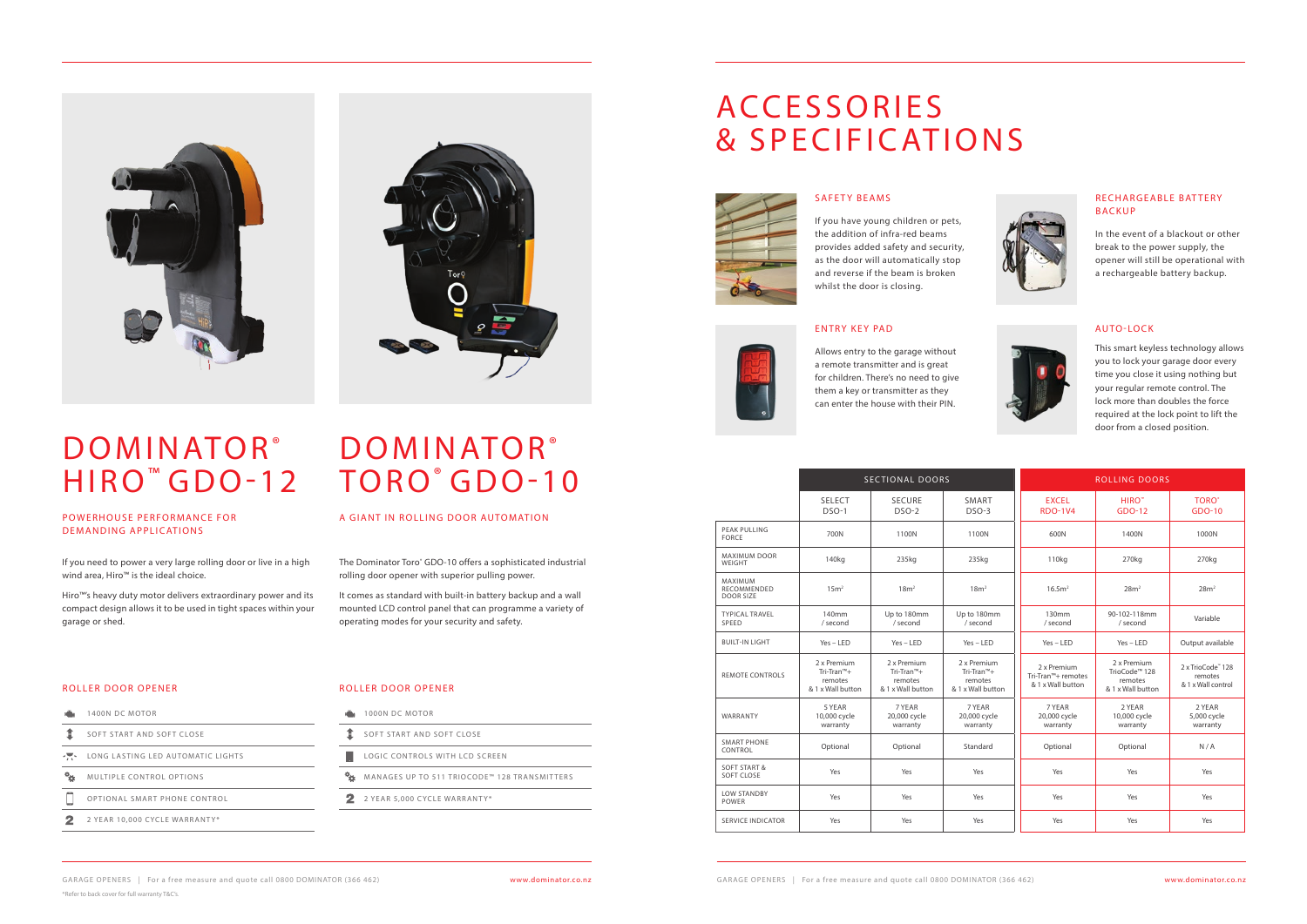# DOMINATOR® HIRO™ GDO-12

## POWERHOUSE PERFORMANCE FOR DEMANDING APPLICATIONS

If you need to power a very large rolling door or live in a high wind area, Hiro™ is the ideal choice.

Hiro™'s heavy duty motor delivers extraordinary power and its compact design allows it to be used in tight spaces within your garage or shed.

### ROLLER DOOR OPENER

- 1400N DC MOTOR
- SOFT START AND SOFT CLOSE
- LONG LASTING LED AUTOMATIC LIGHTS
- MULTIPLE CONTROL OPTIONS
- OPTIONAL SMART PHONE CONTROL
- 2 YEAR 10,000 CYCLE WARRANTY*

# DOMINATOR® TORO® GDO-10

## A GIANT IN ROLLING DOOR AUTOMATION

The Dominator Toro® GDO-10 offers a sophisticated industrial rolling door opener with superior pulling power.

It comes as standard with built-in battery backup and a wall mounted LCD control panel that can programme a variety of operating modes for your security and safety.

### ROLLER DOOR OPENER

- 1000N DC MOTOR
- SOFT START AND SOFT CLOSE
- LOGIC CONTROLS WITH LCD SCREEN
- MANAGES UP TO 511 TRIOCODE™ 128 TRANSMITTERS
- 2 YEAR 5,000 CYCLE WARRANTY*

*Refer to back cover for full warranty T&C's.

# ACCESSORIES & SPECIFICATIONS

### SAFETY BEAMS

If you have young children or pets, the addition of infra-red beams provides added safety and security, as the door will automatically stop and reverse if the beam is broken whilst the door is closing.

### RECHARGEABLE BATTERY BACKUP

In the event of a blackout or other break to the power supply, the opener will still be operational with a rechargeable battery backup.

### ENTRY KEY PAD

Allows entry to the garage without a remote transmitter and is great for children. There's no need to give them a key or transmitter as they can enter the house with their PIN.

### AUTO-LOCK

This smart keyless technology allows you to lock your garage door every time you close it using nothing but your regular remote control. The lock more than doubles the force required at the lock point to lift the door from a closed position.

| | SECTIONAL DOORS | | | ROLLING DOORS | | |
|---|---|---|---|---|---|---|
| | SELECT DSO-1 | SECURE DSO-2 | SMART DSO-3 | EXCEL RDO-1V4 | HIRO™ GDO-12 | TORO® GDO-10 |
| PEAK PULLING FORCE | 700N | 1100N | 1100N | 600N | 1400N | 1000N |
| MAXIMUM DOOR WEIGHT | 140kg | 235kg | 235kg | 110kg | 270kg | 270kg |
| MAXIMUM RECOMMENDED DOOR SIZE | 15m² | 18m² | 18m² | 16.5m² | 28m² | 28m² |
| TYPICAL TRAVEL SPEED | 140mm / second | Up to 180mm / second | Up to 180mm / second | 130mm / second | 90-102-118mm / second | Variable |
| BUILT-IN LIGHT | Yes – LED | Yes – LED | Yes – LED | Yes – LED | Yes – LED | Output available |
| REMOTE CONTROLS | 2 x Premium Tri-Tran™+ remotes & 1 x Wall button | 2 x Premium Tri-Tran™+ remotes & 1 x Wall button | 2 x Premium Tri-Tran™+ remotes & 1 x Wall button | 2 x Premium Tri-Tran™+ remotes & 1 x Wall button | 2 x Premium TrioCode™ 128 remotes & 1 x Wall button | 2 x TrioCode™ 128 remotes & 1 x Wall control |
| WARRANTY | 5 YEAR 10,000 cycle warranty | 7 YEAR 20,000 cycle warranty | 7 YEAR 20,000 cycle warranty | 7 YEAR 20,000 cycle warranty | 2 YEAR 10,000 cycle warranty | 2 YEAR 5,000 cycle warranty |
| SMART PHONE CONTROL | Optional | Optional | Standard | Optional | Optional | N / A |
| SOFT START & SOFT CLOSE | Yes | Yes | Yes | Yes | Yes | Yes |
| LOW STANDBY POWER | Yes | Yes | Yes | Yes | Yes | Yes |
| SERVICE INDICATOR | Yes | Yes | Yes | Yes | Yes | Yes |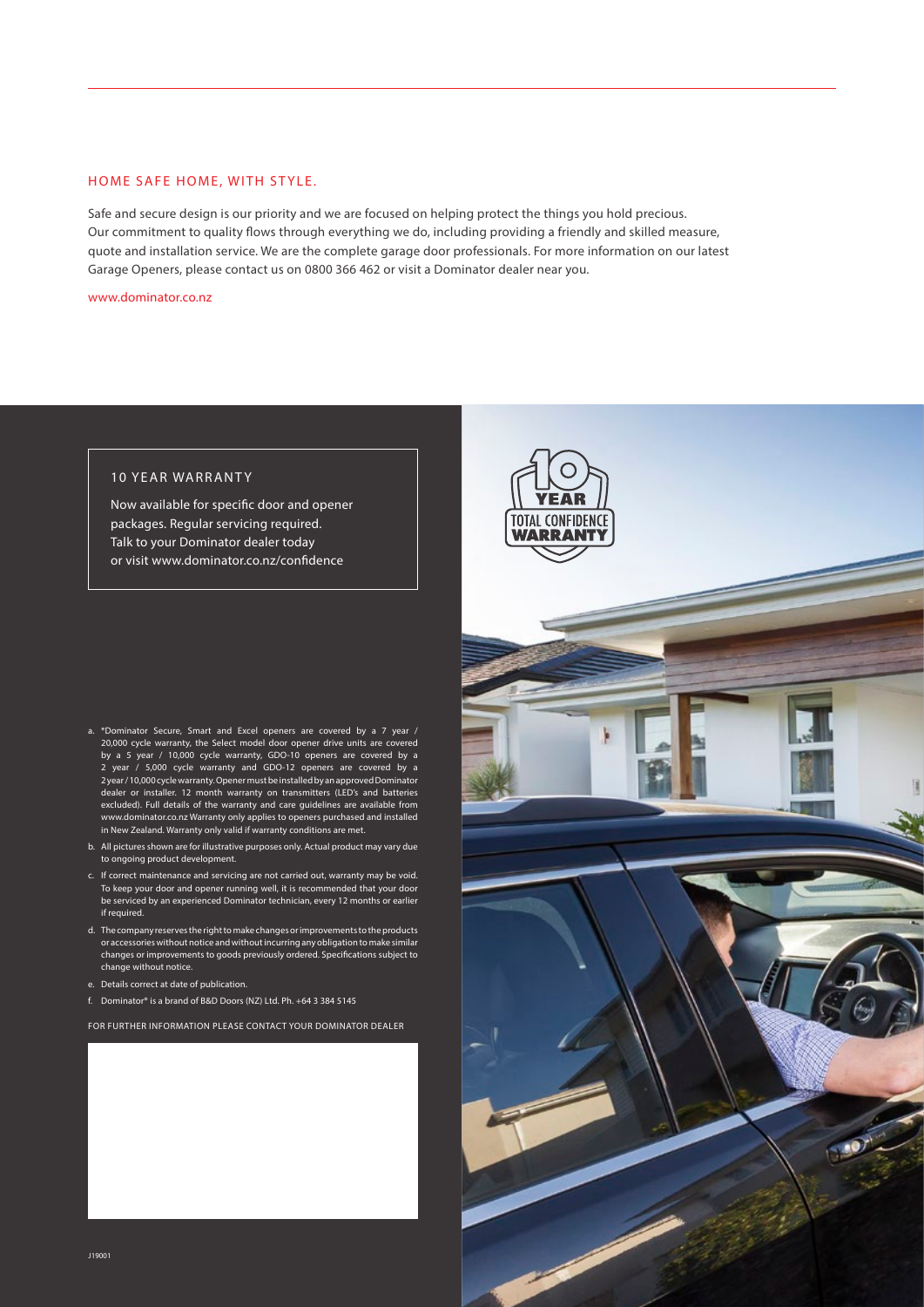## HOME SAFE HOME, WITH STYLE.

Safe and secure design is our priority and we are focused on helping protect the things you hold precious. Our commitment to quality flows through everything we do, including providing a friendly and skilled measure, quote and installation service. We are the complete garage door professionals. For more information on our latest Garage Openers, please contact us on 0800 366 462 or visit a Dominator dealer near you.

www.dominator.co.nz

### 10 YEAR WARRANTY

Now available for specific door and opener packages. Regular servicing required. Talk to your Dominator dealer today or visit www.dominator.co.nz/confidence

10 YEAR TOTAL CONFIDENCE WARRANTY

a. *Dominator Secure, Smart and Excel openers are covered by a 7 year / 20,000 cycle warranty, the Select model door opener drive units are covered by a 5 year / 10,000 cycle warranty, GDO-10 openers are covered by a 2 year / 5,000 cycle warranty and GDO-12 openers are covered by a 2 year / 10,000 cycle warranty. Opener must be installed by an approved Dominator dealer or installer. 12 month warranty on transmitters (LED's and batteries excluded). Full details of the warranty and care guidelines are available from www.dominator.co.nz Warranty only applies to openers purchased and installed in New Zealand. Warranty only valid if warranty conditions are met.

b. All pictures shown are for illustrative purposes only. Actual product may vary due to ongoing product development.

c. If correct maintenance and servicing are not carried out, warranty may be void. To keep your door and opener running well, it is recommended that your door be serviced by an experienced Dominator technician, every 12 months or earlier if required.

d. The company reserves the right to make changes or improvements to the products or accessories without notice and without incurring any obligation to make similar changes or improvements to goods previously ordered. Specifications subject to change without notice.

e. Details correct at date of publication.

f. Dominator® is a brand of B&D Doors (NZ) Ltd. Ph. +64 3 384 5145

FOR FURTHER INFORMATION PLEASE CONTACT YOUR DOMINATOR DEALER

J19001